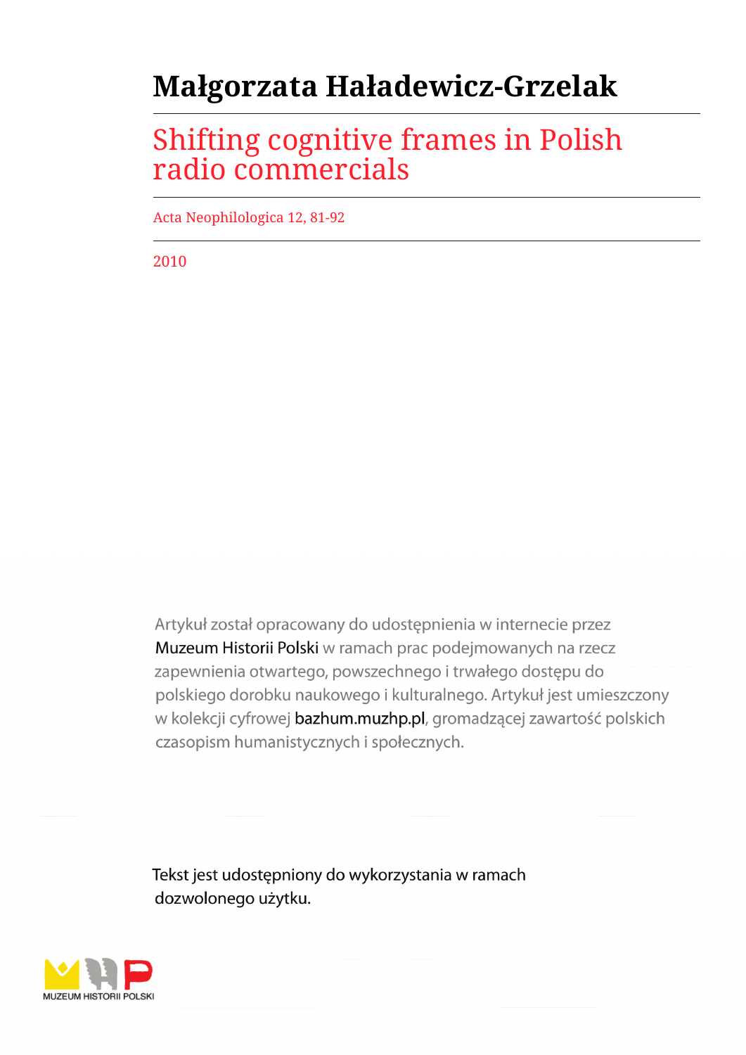# Małgorzata Haładewicz-Grzelak

## Shifting cognitive frames in Polish radio commercials

Acta Neophilologica 12, 81-92

2010

Artykuł został opracowany do udostępnienia w internecie przez Muzeum Historii Polski w ramach prac podejmowanych na rzecz zapewnienia otwartego, powszechnego i trwałego dostępu do polskiego dorobku naukowego i kulturalnego. Artykuł jest umieszczony w kolekcji cyfrowej bazhum.muzhp.pl, gromadzącej zawartość polskich czasopism humanistycznych i społecznych.

Tekst jest udostępniony do wykorzystania w ramach dozwolonego użytku.

MUZEUM HISTORII POLSKI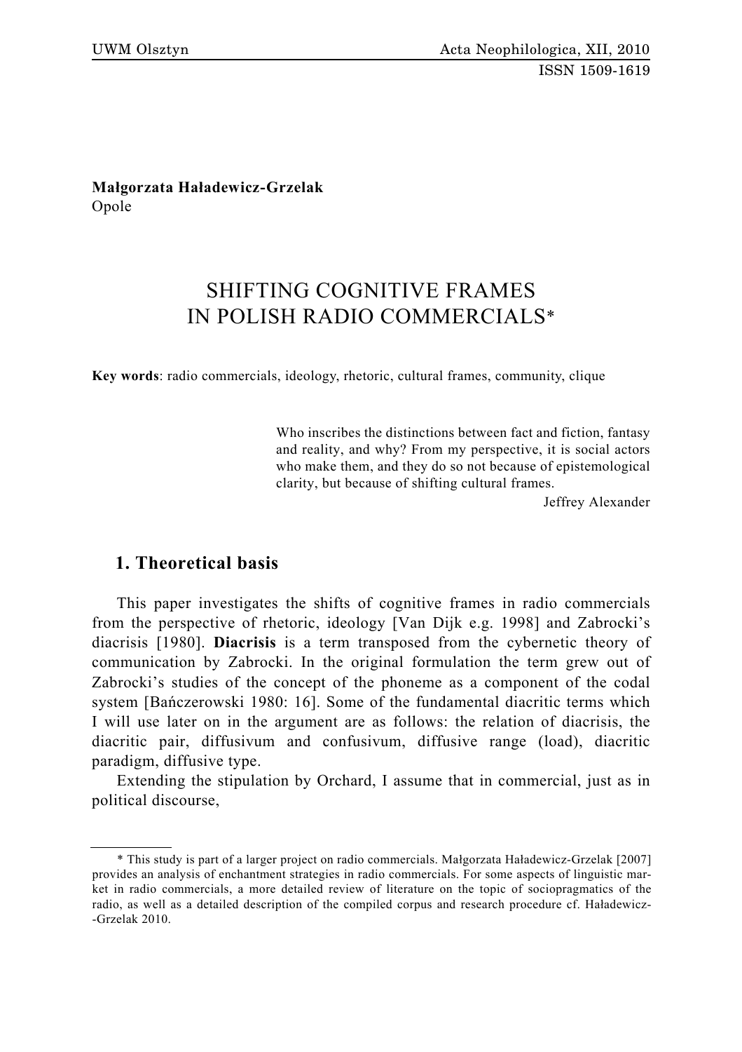Małgorzata Haładewicz-Grzelak
Opole

# SHIFTING COGNITIVE FRAMES IN POLISH RADIO COMMERCIALS*

**Key words**: radio commercials, ideology, rhetoric, cultural frames, community, clique

> Who inscribes the distinctions between fact and fiction, fantasy and reality, and why? From my perspective, it is social actors who make them, and they do so not because of epistemological clarity, but because of shifting cultural frames.
>
> Jeffrey Alexander

## 1. Theoretical basis

This paper investigates the shifts of cognitive frames in radio commercials from the perspective of rhetoric, ideology [Van Dijk e.g. 1998] and Zabrocki's diacrisis [1980]. **Diacrisis** is a term transposed from the cybernetic theory of communication by Zabrocki. In the original formulation the term grew out of Zabrocki's studies of the concept of the phoneme as a component of the codal system [Bańczerowski 1980: 16]. Some of the fundamental diacritic terms which I will use later on in the argument are as follows: the relation of diacrisis, the diacritic pair, diffusivum and confusivum, diffusive range (load), diacritic paradigm, diffusive type.

Extending the stipulation by Orchard, I assume that in commercial, just as in political discourse,

---

* This study is part of a larger project on radio commercials. Małgorzata Haładewicz-Grzelak [2007] provides an analysis of enchantment strategies in radio commercials. For some aspects of linguistic market in radio commercials, a more detailed review of literature on the topic of sociopragmatics of the radio, as well as a detailed description of the compiled corpus and research procedure cf. Haładewicz-Grzelak 2010.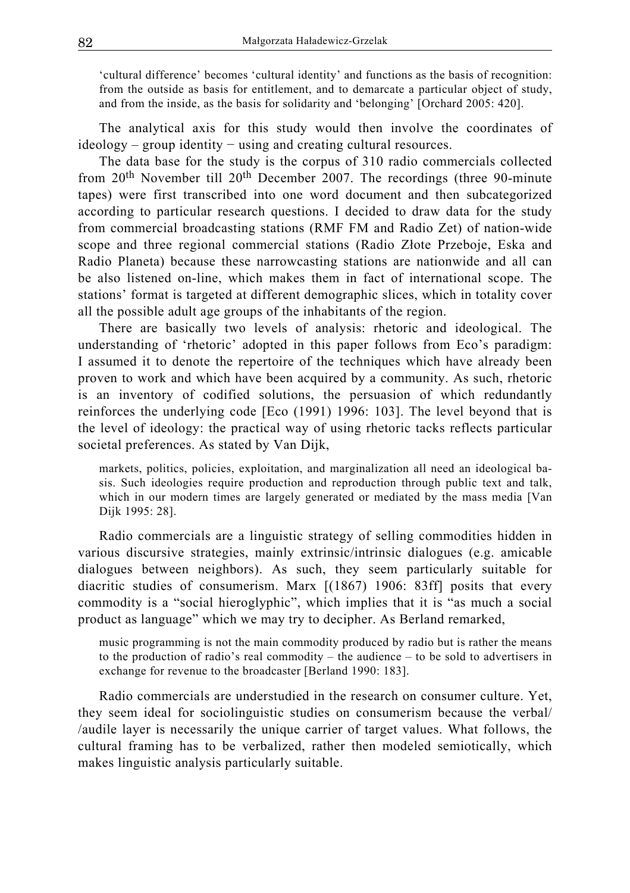> 'cultural difference' becomes 'cultural identity' and functions as the basis of recognition: from the outside as basis for entitlement, and to demarcate a particular object of study, and from the inside, as the basis for solidarity and 'belonging' [Orchard 2005: 420].

The analytical axis for this study would then involve the coordinates of ideology – group identity − using and creating cultural resources.

The data base for the study is the corpus of 310 radio commercials collected from 20th November till 20th December 2007. The recordings (three 90-minute tapes) were first transcribed into one word document and then subcategorized according to particular research questions. I decided to draw data for the study from commercial broadcasting stations (RMF FM and Radio Zet) of nation-wide scope and three regional commercial stations (Radio Złote Przeboje, Eska and Radio Planeta) because these narrowcasting stations are nationwide and all can be also listened on-line, which makes them in fact of international scope. The stations' format is targeted at different demographic slices, which in totality cover all the possible adult age groups of the inhabitants of the region.

There are basically two levels of analysis: rhetoric and ideological. The understanding of 'rhetoric' adopted in this paper follows from Eco's paradigm: I assumed it to denote the repertoire of the techniques which have already been proven to work and which have been acquired by a community. As such, rhetoric is an inventory of codified solutions, the persuasion of which redundantly reinforces the underlying code [Eco (1991) 1996: 103]. The level beyond that is the level of ideology: the practical way of using rhetoric tacks reflects particular societal preferences. As stated by Van Dijk,

> markets, politics, policies, exploitation, and marginalization all need an ideological basis. Such ideologies require production and reproduction through public text and talk, which in our modern times are largely generated or mediated by the mass media [Van Dijk 1995: 28].

Radio commercials are a linguistic strategy of selling commodities hidden in various discursive strategies, mainly extrinsic/intrinsic dialogues (e.g. amicable dialogues between neighbors). As such, they seem particularly suitable for diacritic studies of consumerism. Marx [(1867) 1906: 83ff] posits that every commodity is a "social hieroglyphic", which implies that it is "as much a social product as language" which we may try to decipher. As Berland remarked,

> music programming is not the main commodity produced by radio but is rather the means to the production of radio's real commodity – the audience – to be sold to advertisers in exchange for revenue to the broadcaster [Berland 1990: 183].

Radio commercials are understudied in the research on consumer culture. Yet, they seem ideal for sociolinguistic studies on consumerism because the verbal/ /audile layer is necessarily the unique carrier of target values. What follows, the cultural framing has to be verbalized, rather then modeled semiotically, which makes linguistic analysis particularly suitable.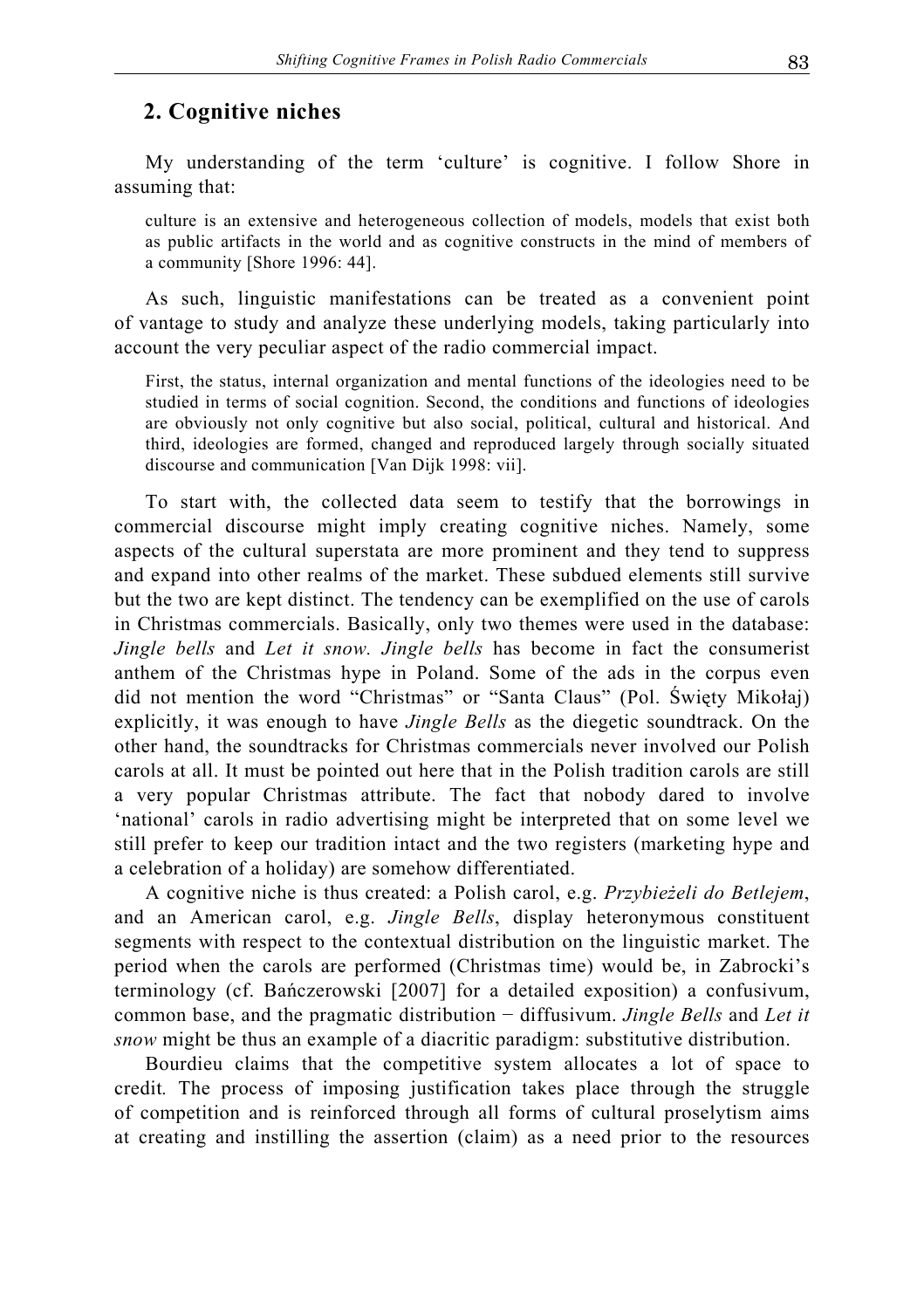## 2. Cognitive niches

My understanding of the term 'culture' is cognitive. I follow Shore in assuming that:

> culture is an extensive and heterogeneous collection of models, models that exist both as public artifacts in the world and as cognitive constructs in the mind of members of a community [Shore 1996: 44].

As such, linguistic manifestations can be treated as a convenient point of vantage to study and analyze these underlying models, taking particularly into account the very peculiar aspect of the radio commercial impact.

> First, the status, internal organization and mental functions of the ideologies need to be studied in terms of social cognition. Second, the conditions and functions of ideologies are obviously not only cognitive but also social, political, cultural and historical. And third, ideologies are formed, changed and reproduced largely through socially situated discourse and communication [Van Dijk 1998: vii].

To start with, the collected data seem to testify that the borrowings in commercial discourse might imply creating cognitive niches. Namely, some aspects of the cultural superstata are more prominent and they tend to suppress and expand into other realms of the market. These subdued elements still survive but the two are kept distinct. The tendency can be exemplified on the use of carols in Christmas commercials. Basically, only two themes were used in the database: *Jingle bells* and *Let it snow. Jingle bells* has become in fact the consumerist anthem of the Christmas hype in Poland. Some of the ads in the corpus even did not mention the word "Christmas" or "Santa Claus" (Pol. Święty Mikołaj) explicitly, it was enough to have *Jingle Bells* as the diegetic soundtrack. On the other hand, the soundtracks for Christmas commercials never involved our Polish carols at all. It must be pointed out here that in the Polish tradition carols are still a very popular Christmas attribute. The fact that nobody dared to involve 'national' carols in radio advertising might be interpreted that on some level we still prefer to keep our tradition intact and the two registers (marketing hype and a celebration of a holiday) are somehow differentiated.

A cognitive niche is thus created: a Polish carol, e.g. *Przybieżeli do Betlejem*, and an American carol, e.g. *Jingle Bells*, display heteronymous constituent segments with respect to the contextual distribution on the linguistic market. The period when the carols are performed (Christmas time) would be, in Zabrocki's terminology (cf. Bańczerowski [2007] for a detailed exposition) a confusivum, common base, and the pragmatic distribution − diffusivum. *Jingle Bells* and *Let it snow* might be thus an example of a diacritic paradigm: substitutive distribution.

Bourdieu claims that the competitive system allocates a lot of space to credit*.* The process of imposing justification takes place through the struggle of competition and is reinforced through all forms of cultural proselytism aims at creating and instilling the assertion (claim) as a need prior to the resources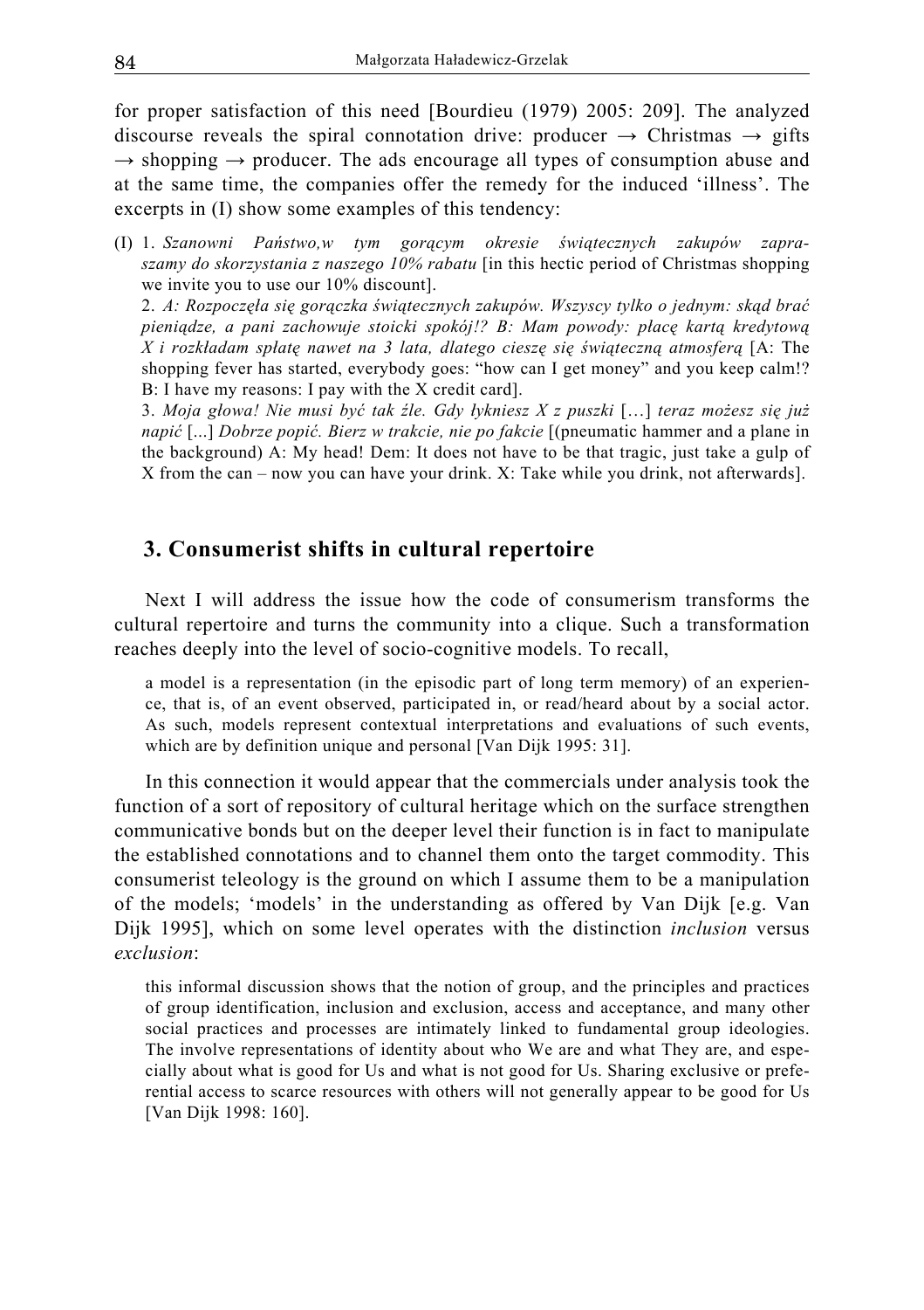for proper satisfaction of this need [Bourdieu (1979) 2005: 209]. The analyzed discourse reveals the spiral connotation drive: producer → Christmas → gifts → shopping → producer. The ads encourage all types of consumption abuse and at the same time, the companies offer the remedy for the induced 'illness'. The excerpts in (I) show some examples of this tendency:

(I) 1. *Szanowni Państwo,w tym gorącym okresie świątecznych zakupów zapraszamy do skorzystania z naszego 10% rabatu* [in this hectic period of Christmas shopping we invite you to use our 10% discount].

2. *A: Rozpoczęła się gorączka świątecznych zakupów. Wszyscy tylko o jednym: skąd brać pieniądze, a pani zachowuje stoicki spokój!? B: Mam powody: płacę kartą kredytową X i rozkładam spłatę nawet na 3 lata, dlatego cieszę się świąteczną atmosferą* [A: The shopping fever has started, everybody goes: "how can I get money" and you keep calm!? B: I have my reasons: I pay with the X credit card].

3. *Moja głowa! Nie musi być tak źle. Gdy łykniesz X z puszki* […] *teraz możesz się już napić* [...] *Dobrze popić. Bierz w trakcie, nie po fakcie* [(pneumatic hammer and a plane in the background) A: My head! Dem: It does not have to be that tragic, just take a gulp of X from the can – now you can have your drink. X: Take while you drink, not afterwards].

## 3. Consumerist shifts in cultural repertoire

Next I will address the issue how the code of consumerism transforms the cultural repertoire and turns the community into a clique. Such a transformation reaches deeply into the level of socio-cognitive models. To recall,

> a model is a representation (in the episodic part of long term memory) of an experience, that is, of an event observed, participated in, or read/heard about by a social actor. As such, models represent contextual interpretations and evaluations of such events, which are by definition unique and personal [Van Dijk 1995: 31].

In this connection it would appear that the commercials under analysis took the function of a sort of repository of cultural heritage which on the surface strengthen communicative bonds but on the deeper level their function is in fact to manipulate the established connotations and to channel them onto the target commodity. This consumerist teleology is the ground on which I assume them to be a manipulation of the models; 'models' in the understanding as offered by Van Dijk [e.g. Van Dijk 1995], which on some level operates with the distinction *inclusion* versus *exclusion*:

> this informal discussion shows that the notion of group, and the principles and practices of group identification, inclusion and exclusion, access and acceptance, and many other social practices and processes are intimately linked to fundamental group ideologies. The involve representations of identity about who We are and what They are, and especially about what is good for Us and what is not good for Us. Sharing exclusive or preferential access to scarce resources with others will not generally appear to be good for Us [Van Dijk 1998: 160].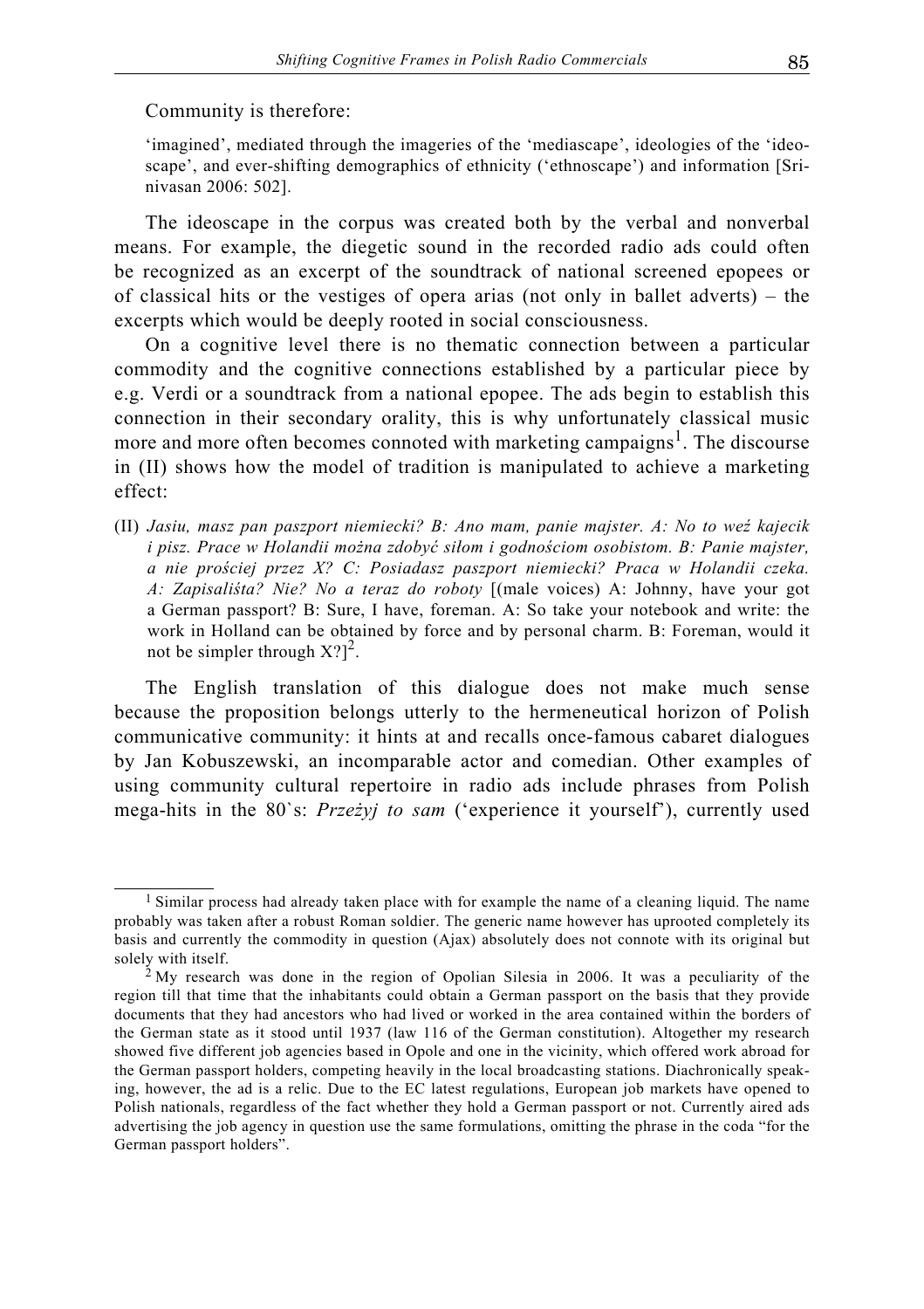Community is therefore:

> 'imagined', mediated through the imageries of the 'mediascape', ideologies of the 'ideoscape', and ever-shifting demographics of ethnicity ('ethnoscape') and information [Srinivasan 2006: 502].

The ideoscape in the corpus was created both by the verbal and nonverbal means. For example, the diegetic sound in the recorded radio ads could often be recognized as an excerpt of the soundtrack of national screened epopees or of classical hits or the vestiges of opera arias (not only in ballet adverts) – the excerpts which would be deeply rooted in social consciousness.

On a cognitive level there is no thematic connection between a particular commodity and the cognitive connections established by a particular piece by e.g. Verdi or a soundtrack from a national epopee. The ads begin to establish this connection in their secondary orality, this is why unfortunately classical music more and more often becomes connoted with marketing campaigns[1]. The discourse in (II) shows how the model of tradition is manipulated to achieve a marketing effect:

(II) *Jasiu, masz pan paszport niemiecki? B: Ano mam, panie majster. A: No to weź kajecik i pisz. Prace w Holandii można zdobyć siłom i godnościom osobistom. B: Panie majster, a nie prościej przez X? C: Posiadasz paszport niemiecki? Praca w Holandii czeka. A: Zapisaliśta? Nie? No a teraz do roboty* [(male voices) A: Johnny, have your got a German passport? B: Sure, I have, foreman. A: So take your notebook and write: the work in Holland can be obtained by force and by personal charm. B: Foreman, would it not be simpler through X?][2].

The English translation of this dialogue does not make much sense because the proposition belongs utterly to the hermeneutical horizon of Polish communicative community: it hints at and recalls once-famous cabaret dialogues by Jan Kobuszewski, an incomparable actor and comedian. Other examples of using community cultural repertoire in radio ads include phrases from Polish mega-hits in the 80`s: *Przeżyj to sam* ('experience it yourself'), currently used

---

[1] Similar process had already taken place with for example the name of a cleaning liquid. The name probably was taken after a robust Roman soldier. The generic name however has uprooted completely its basis and currently the commodity in question (Ajax) absolutely does not connote with its original but solely with itself.

[2] My research was done in the region of Opolian Silesia in 2006. It was a peculiarity of the region till that time that the inhabitants could obtain a German passport on the basis that they provide documents that they had ancestors who had lived or worked in the area contained within the borders of the German state as it stood until 1937 (law 116 of the German constitution). Altogether my research showed five different job agencies based in Opole and one in the vicinity, which offered work abroad for the German passport holders, competing heavily in the local broadcasting stations. Diachronically speaking, however, the ad is a relic. Due to the EC latest regulations, European job markets have opened to Polish nationals, regardless of the fact whether they hold a German passport or not. Currently aired ads advertising the job agency in question use the same formulations, omitting the phrase in the coda "for the German passport holders".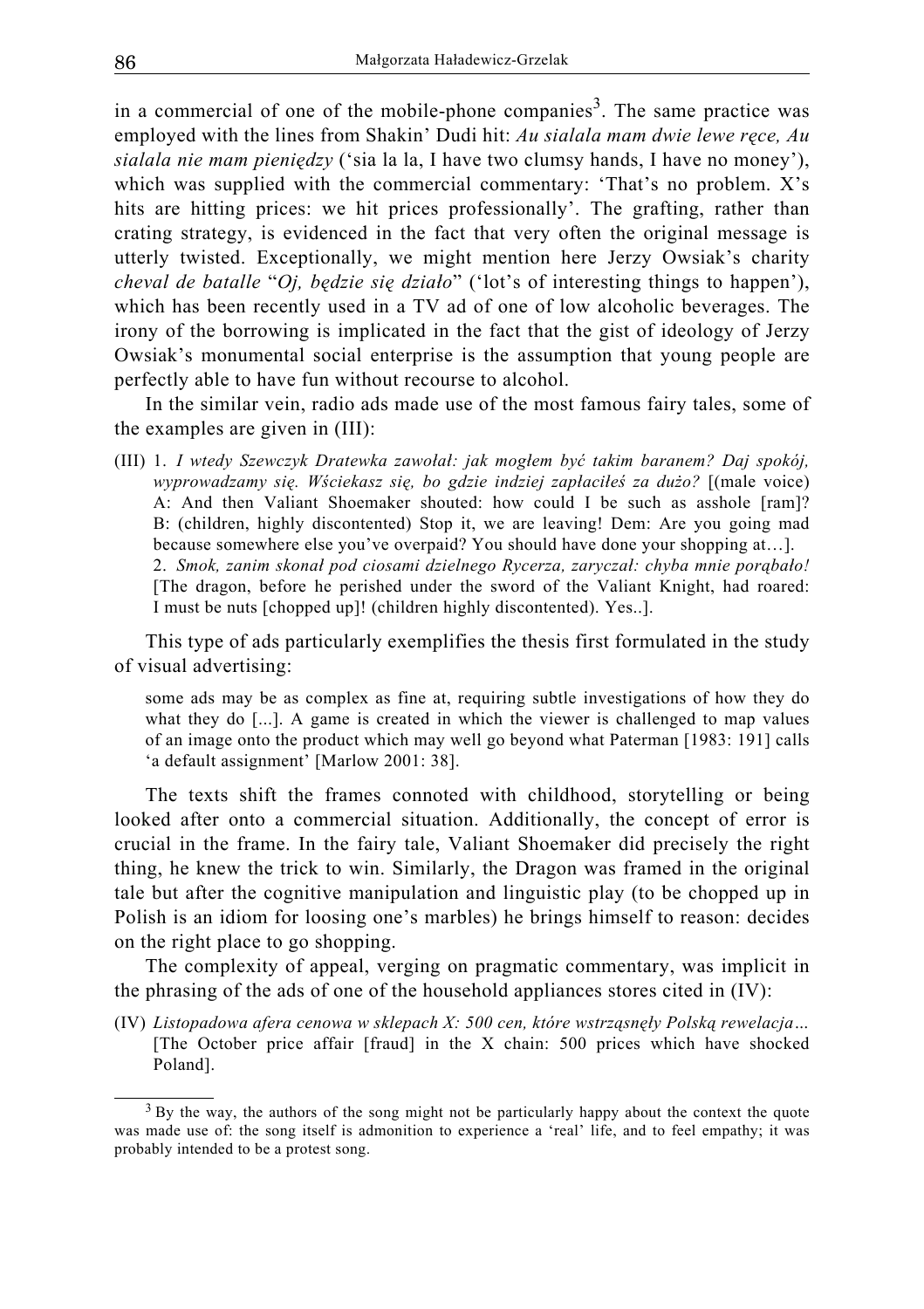in a commercial of one of the mobile-phone companies[3]. The same practice was employed with the lines from Shakin' Dudi hit: *Au sialala mam dwie lewe ręce, Au sialala nie mam pieniędzy* ('sia la la, I have two clumsy hands, I have no money'), which was supplied with the commercial commentary: 'That's no problem. X's hits are hitting prices: we hit prices professionally'. The grafting, rather than crating strategy, is evidenced in the fact that very often the original message is utterly twisted. Exceptionally, we might mention here Jerzy Owsiak's charity *cheval de batalle* "*Oj, będzie się działo*" ('lot's of interesting things to happen'), which has been recently used in a TV ad of one of low alcoholic beverages. The irony of the borrowing is implicated in the fact that the gist of ideology of Jerzy Owsiak's monumental social enterprise is the assumption that young people are perfectly able to have fun without recourse to alcohol.

In the similar vein, radio ads made use of the most famous fairy tales, some of the examples are given in (III):

(III) 1. *I wtedy Szewczyk Dratewka zawołał: jak mogłem być takim baranem? Daj spokój, wyprowadzamy się. Wściekasz się, bo gdzie indziej zapłaciłeś za dużo?* [(male voice) A: And then Valiant Shoemaker shouted: how could I be such as asshole [ram]? B: (children, highly discontented) Stop it, we are leaving! Dem: Are you going mad because somewhere else you've overpaid? You should have done your shopping at…].
2. *Smok, zanim skonał pod ciosami dzielnego Rycerza, zaryczał: chyba mnie porąbało!* [The dragon, before he perished under the sword of the Valiant Knight, had roared: I must be nuts [chopped up]! (children highly discontented). Yes..].

This type of ads particularly exemplifies the thesis first formulated in the study of visual advertising:

> some ads may be as complex as fine at, requiring subtle investigations of how they do what they do [...]. A game is created in which the viewer is challenged to map values of an image onto the product which may well go beyond what Paterman [1983: 191] calls 'a default assignment' [Marlow 2001: 38].

The texts shift the frames connoted with childhood, storytelling or being looked after onto a commercial situation. Additionally, the concept of error is crucial in the frame. In the fairy tale, Valiant Shoemaker did precisely the right thing, he knew the trick to win. Similarly, the Dragon was framed in the original tale but after the cognitive manipulation and linguistic play (to be chopped up in Polish is an idiom for loosing one's marbles) he brings himself to reason: decides on the right place to go shopping.

The complexity of appeal, verging on pragmatic commentary, was implicit in the phrasing of the ads of one of the household appliances stores cited in (IV):

(IV) *Listopadowa afera cenowa w sklepach X: 500 cen, które wstrząsnęły Polską rewelacja…* [The October price affair [fraud] in the X chain: 500 prices which have shocked Poland].

---

[3] By the way, the authors of the song might not be particularly happy about the context the quote was made use of: the song itself is admonition to experience a 'real' life, and to feel empathy; it was probably intended to be a protest song.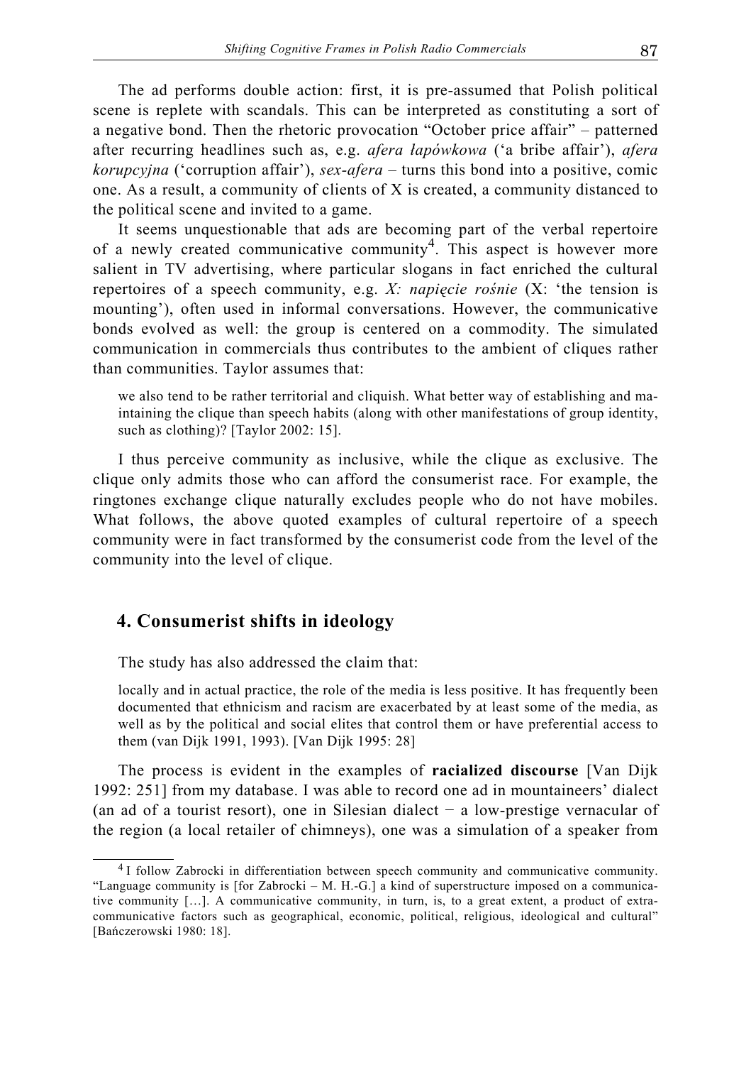The ad performs double action: first, it is pre-assumed that Polish political scene is replete with scandals. This can be interpreted as constituting a sort of a negative bond. Then the rhetoric provocation "October price affair" – patterned after recurring headlines such as, e.g. *afera łapówkowa* ('a bribe affair'), *afera korupcyjna* ('corruption affair'), *sex-afera* – turns this bond into a positive, comic one. As a result, a community of clients of X is created, a community distanced to the political scene and invited to a game.

It seems unquestionable that ads are becoming part of the verbal repertoire of a newly created communicative community[4]. This aspect is however more salient in TV advertising, where particular slogans in fact enriched the cultural repertoires of a speech community, e.g. *X: napięcie rośnie* (X: 'the tension is mounting'), often used in informal conversations. However, the communicative bonds evolved as well: the group is centered on a commodity. The simulated communication in commercials thus contributes to the ambient of cliques rather than communities. Taylor assumes that:

> we also tend to be rather territorial and cliquish. What better way of establishing and maintaining the clique than speech habits (along with other manifestations of group identity, such as clothing)? [Taylor 2002: 15].

I thus perceive community as inclusive, while the clique as exclusive. The clique only admits those who can afford the consumerist race. For example, the ringtones exchange clique naturally excludes people who do not have mobiles. What follows, the above quoted examples of cultural repertoire of a speech community were in fact transformed by the consumerist code from the level of the community into the level of clique.

## 4. Consumerist shifts in ideology

The study has also addressed the claim that:

> locally and in actual practice, the role of the media is less positive. It has frequently been documented that ethnicism and racism are exacerbated by at least some of the media, as well as by the political and social elites that control them or have preferential access to them (van Dijk 1991, 1993). [Van Dijk 1995: 28]

The process is evident in the examples of **racialized discourse** [Van Dijk 1992: 251] from my database. I was able to record one ad in mountaineers' dialect (an ad of a tourist resort), one in Silesian dialect − a low-prestige vernacular of the region (a local retailer of chimneys), one was a simulation of a speaker from

---

[4] I follow Zabrocki in differentiation between speech community and communicative community. "Language community is [for Zabrocki – M. H.-G.] a kind of superstructure imposed on a communicative community […]. A communicative community, in turn, is, to a great extent, a product of extra-communicative factors such as geographical, economic, political, religious, ideological and cultural" [Bańczerowski 1980: 18].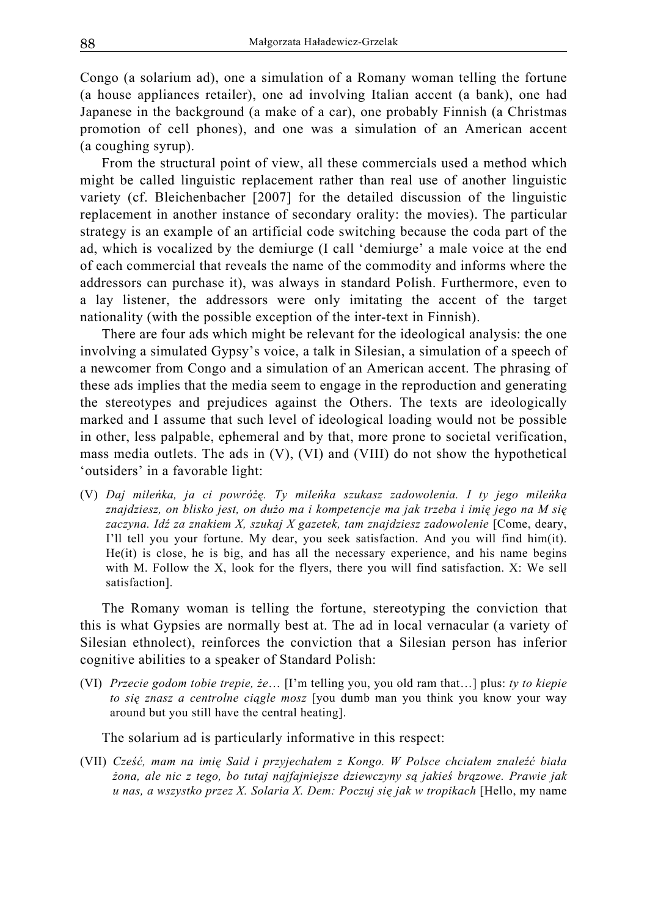Congo (a solarium ad), one a simulation of a Romany woman telling the fortune (a house appliances retailer), one ad involving Italian accent (a bank), one had Japanese in the background (a make of a car), one probably Finnish (a Christmas promotion of cell phones), and one was a simulation of an American accent (a coughing syrup).

From the structural point of view, all these commercials used a method which might be called linguistic replacement rather than real use of another linguistic variety (cf. Bleichenbacher [2007] for the detailed discussion of the linguistic replacement in another instance of secondary orality: the movies). The particular strategy is an example of an artificial code switching because the coda part of the ad, which is vocalized by the demiurge (I call 'demiurge' a male voice at the end of each commercial that reveals the name of the commodity and informs where the addressors can purchase it), was always in standard Polish. Furthermore, even to a lay listener, the addressors were only imitating the accent of the target nationality (with the possible exception of the inter-text in Finnish).

There are four ads which might be relevant for the ideological analysis: the one involving a simulated Gypsy's voice, a talk in Silesian, a simulation of a speech of a newcomer from Congo and a simulation of an American accent. The phrasing of these ads implies that the media seem to engage in the reproduction and generating the stereotypes and prejudices against the Others. The texts are ideologically marked and I assume that such level of ideological loading would not be possible in other, less palpable, ephemeral and by that, more prone to societal verification, mass media outlets. The ads in (V), (VI) and (VIII) do not show the hypothetical 'outsiders' in a favorable light:

(V) *Daj mileńka, ja ci powróżę. Ty mileńka szukasz zadowolenia. I ty jego mileńka znajdziesz, on blisko jest, on dużo ma i kompetencje ma jak trzeba i imię jego na M się zaczyna. Idź za znakiem X, szukaj X gazetek, tam znajdziesz zadowolenie* [Come, deary, I'll tell you your fortune. My dear, you seek satisfaction. And you will find him(it). He(it) is close, he is big, and has all the necessary experience, and his name begins with M. Follow the X, look for the flyers, there you will find satisfaction. X: We sell satisfaction].

The Romany woman is telling the fortune, stereotyping the conviction that this is what Gypsies are normally best at. The ad in local vernacular (a variety of Silesian ethnolect), reinforces the conviction that a Silesian person has inferior cognitive abilities to a speaker of Standard Polish:

(VI) *Przecie godom tobie trepie, że…* [I'm telling you, you old ram that…] plus: *ty to kiepie to się znasz a centrolne ciągle mosz* [you dumb man you think you know your way around but you still have the central heating].

The solarium ad is particularly informative in this respect:

(VII) *Cześć, mam na imię Said i przyjechałem z Kongo. W Polsce chciałem znaleźć biała żona, ale nic z tego, bo tutaj najfajniejsze dziewczyny są jakieś brązowe. Prawie jak u nas, a wszystko przez X. Solaria X. Dem: Poczuj się jak w tropikach* [Hello, my name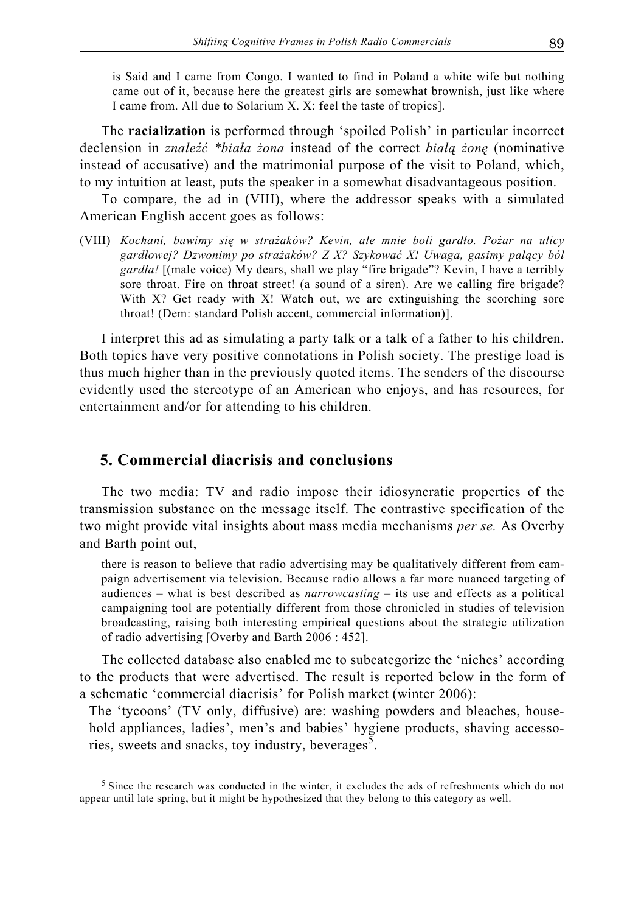is Said and I came from Congo. I wanted to find in Poland a white wife but nothing came out of it, because here the greatest girls are somewhat brownish, just like where I came from. All due to Solarium X. X: feel the taste of tropics].

The **racialization** is performed through 'spoiled Polish' in particular incorrect declension in *znaleźć *biała żona* instead of the correct *białą żonę* (nominative instead of accusative) and the matrimonial purpose of the visit to Poland, which, to my intuition at least, puts the speaker in a somewhat disadvantageous position.

To compare, the ad in (VIII), where the addressor speaks with a simulated American English accent goes as follows:

(VIII) *Kochani, bawimy się w strażaków? Kevin, ale mnie boli gardło. Pożar na ulicy gardłowej? Dzwonimy po strażaków? Z X? Szykować X! Uwaga, gasimy palący ból gardła!* [(male voice) My dears, shall we play "fire brigade"? Kevin, I have a terribly sore throat. Fire on throat street! (a sound of a siren). Are we calling fire brigade? With X? Get ready with X! Watch out, we are extinguishing the scorching sore throat! (Dem: standard Polish accent, commercial information)].

I interpret this ad as simulating a party talk or a talk of a father to his children. Both topics have very positive connotations in Polish society. The prestige load is thus much higher than in the previously quoted items. The senders of the discourse evidently used the stereotype of an American who enjoys, and has resources, for entertainment and/or for attending to his children.

## 5. Commercial diacrisis and conclusions

The two media: TV and radio impose their idiosyncratic properties of the transmission substance on the message itself. The contrastive specification of the two might provide vital insights about mass media mechanisms *per se.* As Overby and Barth point out,

> there is reason to believe that radio advertising may be qualitatively different from campaign advertisement via television. Because radio allows a far more nuanced targeting of audiences – what is best described as *narrowcasting* – its use and effects as a political campaigning tool are potentially different from those chronicled in studies of television broadcasting, raising both interesting empirical questions about the strategic utilization of radio advertising [Overby and Barth 2006 : 452].

The collected database also enabled me to subcategorize the 'niches' according to the products that were advertised. The result is reported below in the form of a schematic 'commercial diacrisis' for Polish market (winter 2006):

- The 'tycoons' (TV only, diffusive) are: washing powders and bleaches, household appliances, ladies', men's and babies' hygiene products, shaving accessories, sweets and snacks, toy industry, beverages[5].

[5] Since the research was conducted in the winter, it excludes the ads of refreshments which do not appear until late spring, but it might be hypothesized that they belong to this category as well.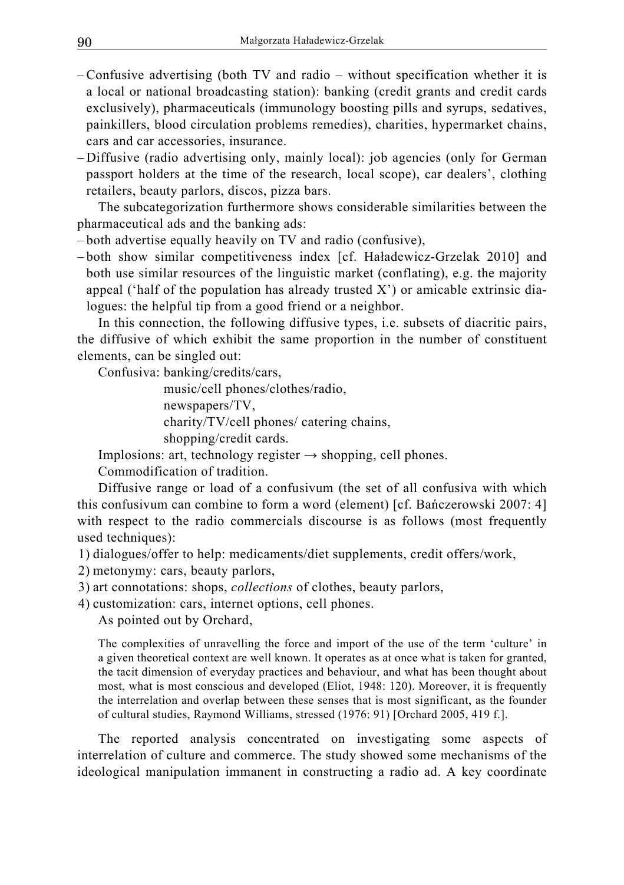– Confusive advertising (both TV and radio – without specification whether it is a local or national broadcasting station): banking (credit grants and credit cards exclusively), pharmaceuticals (immunology boosting pills and syrups, sedatives, painkillers, blood circulation problems remedies), charities, hypermarket chains, cars and car accessories, insurance.
– Diffusive (radio advertising only, mainly local): job agencies (only for German passport holders at the time of the research, local scope), car dealers', clothing retailers, beauty parlors, discos, pizza bars.

The subcategorization furthermore shows considerable similarities between the pharmaceutical ads and the banking ads:

– both advertise equally heavily on TV and radio (confusive),
– both show similar competitiveness index [cf. Haładewicz-Grzelak 2010] and both use similar resources of the linguistic market (conflating), e.g. the majority appeal ('half of the population has already trusted X') or amicable extrinsic dialogues: the helpful tip from a good friend or a neighbor.

In this connection, the following diffusive types, i.e. subsets of diacritic pairs, the diffusive of which exhibit the same proportion in the number of constituent elements, can be singled out:

Confusiva: banking/credits/cars,
music/cell phones/clothes/radio,
newspapers/TV,
charity/TV/cell phones/ catering chains,
shopping/credit cards.

Implosions: art, technology register → shopping, cell phones.

Commodification of tradition.

Diffusive range or load of a confusivum (the set of all confusiva with which this confusivum can combine to form a word (element) [cf. Bańczerowski 2007: 4] with respect to the radio commercials discourse is as follows (most frequently used techniques):

1) dialogues/offer to help: medicaments/diet supplements, credit offers/work,
2) metonymy: cars, beauty parlors,
3) art connotations: shops, *collections* of clothes, beauty parlors,
4) customization: cars, internet options, cell phones.

As pointed out by Orchard,

> The complexities of unravelling the force and import of the use of the term 'culture' in a given theoretical context are well known. It operates as at once what is taken for granted, the tacit dimension of everyday practices and behaviour, and what has been thought about most, what is most conscious and developed (Eliot, 1948: 120). Moreover, it is frequently the interrelation and overlap between these senses that is most significant, as the founder of cultural studies, Raymond Williams, stressed (1976: 91) [Orchard 2005, 419 f.].

The reported analysis concentrated on investigating some aspects of interrelation of culture and commerce. The study showed some mechanisms of the ideological manipulation immanent in constructing a radio ad. A key coordinate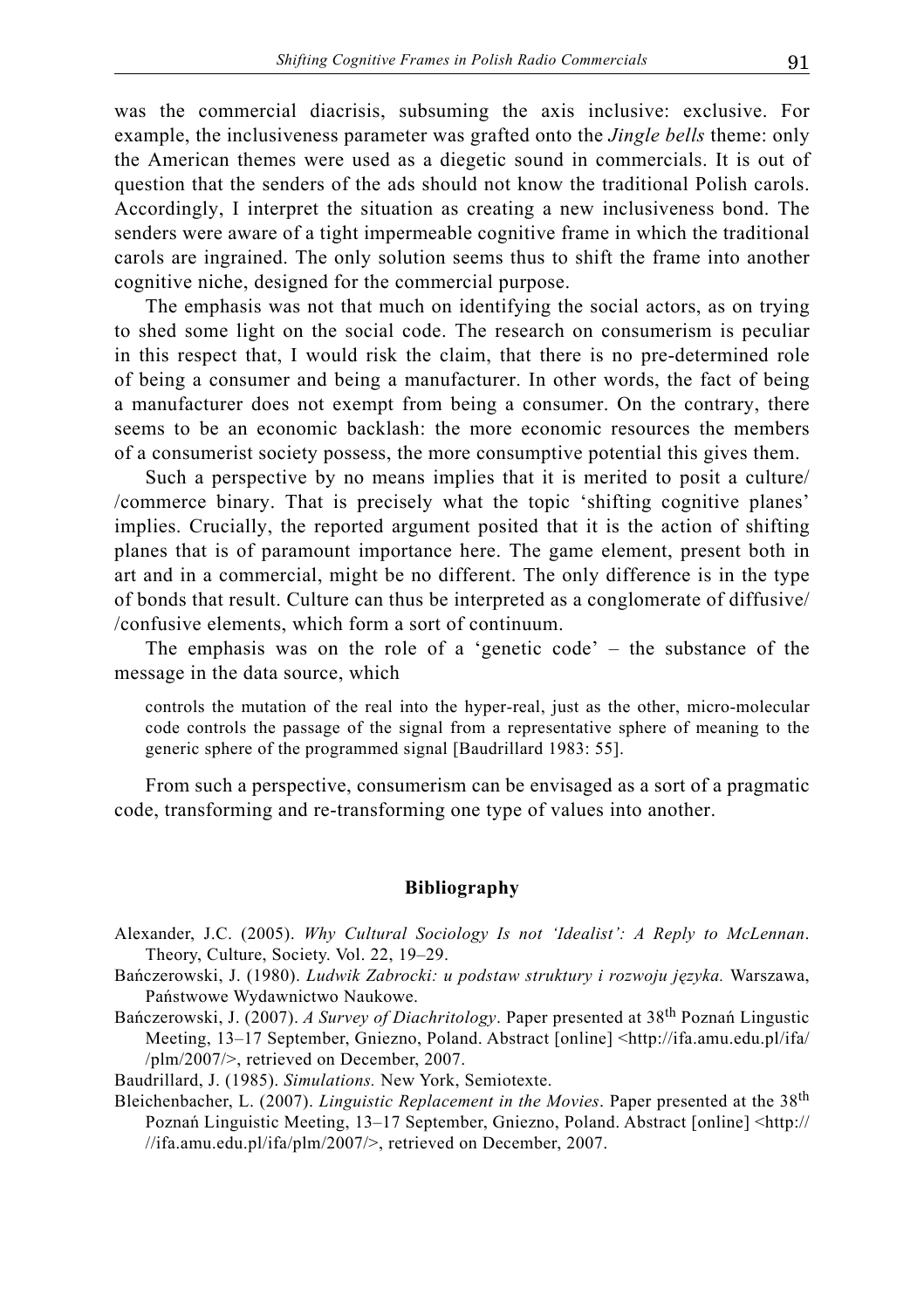was the commercial diacrisis, subsuming the axis inclusive: exclusive. For example, the inclusiveness parameter was grafted onto the *Jingle bells* theme: only the American themes were used as a diegetic sound in commercials. It is out of question that the senders of the ads should not know the traditional Polish carols. Accordingly, I interpret the situation as creating a new inclusiveness bond. The senders were aware of a tight impermeable cognitive frame in which the traditional carols are ingrained. The only solution seems thus to shift the frame into another cognitive niche, designed for the commercial purpose.

The emphasis was not that much on identifying the social actors, as on trying to shed some light on the social code. The research on consumerism is peculiar in this respect that, I would risk the claim, that there is no pre-determined role of being a consumer and being a manufacturer. In other words, the fact of being a manufacturer does not exempt from being a consumer. On the contrary, there seems to be an economic backlash: the more economic resources the members of a consumerist society possess, the more consumptive potential this gives them.

Such a perspective by no means implies that it is merited to posit a culture/ /commerce binary. That is precisely what the topic 'shifting cognitive planes' implies. Crucially, the reported argument posited that it is the action of shifting planes that is of paramount importance here. The game element, present both in art and in a commercial, might be no different. The only difference is in the type of bonds that result. Culture can thus be interpreted as a conglomerate of diffusive/ /confusive elements, which form a sort of continuum.

The emphasis was on the role of a 'genetic code' – the substance of the message in the data source, which

> controls the mutation of the real into the hyper-real, just as the other, micro-molecular code controls the passage of the signal from a representative sphere of meaning to the generic sphere of the programmed signal [Baudrillard 1983: 55].

From such a perspective, consumerism can be envisaged as a sort of a pragmatic code, transforming and re-transforming one type of values into another.

## Bibliography

Alexander, J.C. (2005). *Why Cultural Sociology Is not 'Idealist': A Reply to McLennan*. Theory, Culture, Society. Vol. 22, 19–29.

Bańczerowski, J. (1980). *Ludwik Zabrocki: u podstaw struktury i rozwoju języka.* Warszawa, Państwowe Wydawnictwo Naukowe.

Bańczerowski, J. (2007). *A Survey of Diachritology*. Paper presented at 38th Poznań Lingustic Meeting, 13–17 September, Gniezno, Poland. Abstract [online] <http://ifa.amu.edu.pl/ifa/ /plm/2007/>, retrieved on December, 2007.

Baudrillard, J. (1985). *Simulations.* New York, Semiotexte.

Bleichenbacher, L. (2007). *Linguistic Replacement in the Movies*. Paper presented at the 38th Poznań Linguistic Meeting, 13–17 September, Gniezno, Poland. Abstract [online] <http:// //ifa.amu.edu.pl/ifa/plm/2007/>, retrieved on December, 2007.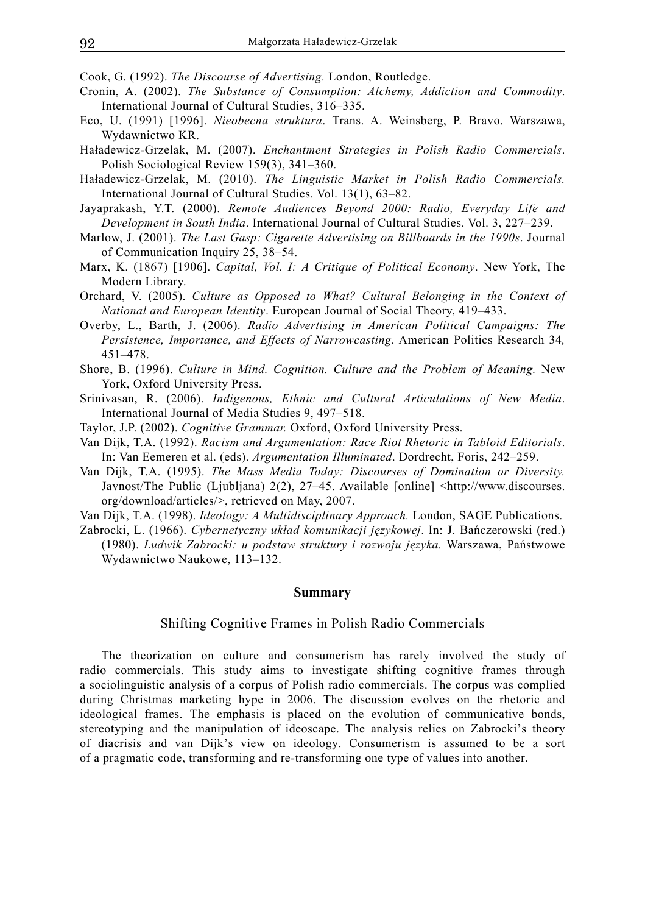Cook, G. (1992). *The Discourse of Advertising.* London, Routledge.

Cronin, A. (2002). *The Substance of Consumption: Alchemy, Addiction and Commodity*. International Journal of Cultural Studies, 316–335.

Eco, U. (1991) [1996]. *Nieobecna struktura*. Trans. A. Weinsberg, P. Bravo. Warszawa, Wydawnictwo KR.

Haładewicz-Grzelak, M. (2007). *Enchantment Strategies in Polish Radio Commercials*. Polish Sociological Review 159(3), 341–360.

Haładewicz-Grzelak, M. (2010). *The Linguistic Market in Polish Radio Commercials.* International Journal of Cultural Studies. Vol. 13(1), 63–82.

Jayaprakash, Y.T. (2000). *Remote Audiences Beyond 2000: Radio, Everyday Life and Development in South India*. International Journal of Cultural Studies. Vol. 3, 227–239.

Marlow, J. (2001). *The Last Gasp: Cigarette Advertising on Billboards in the 1990s*. Journal of Communication Inquiry 25, 38–54.

Marx, K. (1867) [1906]. *Capital, Vol. I: A Critique of Political Economy*. New York, The Modern Library.

Orchard, V. (2005). *Culture as Opposed to What? Cultural Belonging in the Context of National and European Identity*. European Journal of Social Theory, 419–433.

Overby, L., Barth, J. (2006). *Radio Advertising in American Political Campaigns: The Persistence, Importance, and Effects of Narrowcasting*. American Politics Research 34*,* 451–478.

Shore, B. (1996). *Culture in Mind. Cognition. Culture and the Problem of Meaning.* New York, Oxford University Press.

Srinivasan, R. (2006). *Indigenous, Ethnic and Cultural Articulations of New Media*. International Journal of Media Studies 9, 497–518.

Taylor, J.P. (2002). *Cognitive Grammar.* Oxford, Oxford University Press.

Van Dijk, T.A. (1992). *Racism and Argumentation: Race Riot Rhetoric in Tabloid Editorials*. In: Van Eemeren et al. (eds). *Argumentation Illuminated*. Dordrecht, Foris, 242–259.

Van Dijk, T.A. (1995). *The Mass Media Today: Discourses of Domination or Diversity.* Javnost/The Public (Ljubljana) 2(2), 27–45. Available [online] <http://www.discourses.org/download/articles/>, retrieved on May, 2007.

Van Dijk, T.A. (1998). *Ideology: A Multidisciplinary Approach.* London, SAGE Publications.

Zabrocki, L. (1966). *Cybernetyczny układ komunikacji językowej*. In: J. Bańczerowski (red.) (1980). *Ludwik Zabrocki: u podstaw struktury i rozwoju języka.* Warszawa, Państwowe Wydawnictwo Naukowe, 113–132.

## Summary

### Shifting Cognitive Frames in Polish Radio Commercials

The theorization on culture and consumerism has rarely involved the study of radio commercials. This study aims to investigate shifting cognitive frames through a sociolinguistic analysis of a corpus of Polish radio commercials. The corpus was complied during Christmas marketing hype in 2006. The discussion evolves on the rhetoric and ideological frames. The emphasis is placed on the evolution of communicative bonds, stereotyping and the manipulation of ideoscape. The analysis relies on Zabrocki's theory of diacrisis and van Dijk's view on ideology. Consumerism is assumed to be a sort of a pragmatic code, transforming and re-transforming one type of values into another.